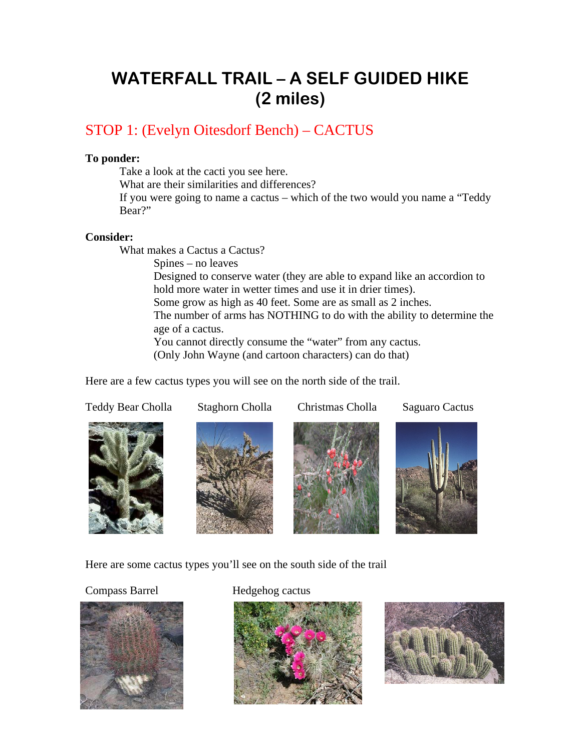# WATERFALL TRAIL – A SELF GUIDED HIKE (2 miles)

## STOP 1: (Evelyn Oitesdorf Bench) – CACTUS

**To ponder:**

Take a look at the cacti you see here.
What are their similarities and differences?
If you were going to name a cactus – which of the two would you name a "Teddy Bear?"

**Consider:**

What makes a Cactus a Cactus?

- Spines – no leaves
- Designed to conserve water (they are able to expand like an accordion to hold more water in wetter times and use it in drier times).
- Some grow as high as 40 feet. Some are as small as 2 inches.
- The number of arms has NOTHING to do with the ability to determine the age of a cactus.
- You cannot directly consume the "water" from any cactus. (Only John Wayne (and cartoon characters) can do that)

Here are a few cactus types you will see on the north side of the trail.

Teddy Bear Cholla

Staghorn Cholla

Christmas Cholla

Saguaro Cactus

Here are some cactus types you'll see on the south side of the trail

Compass Barrel

Hedgehog cactus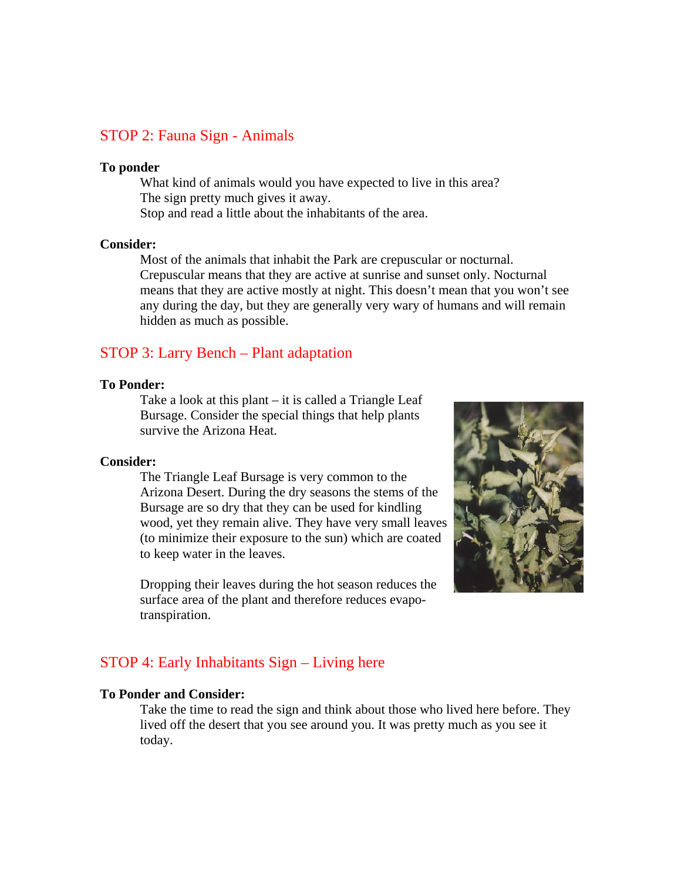## STOP 2: Fauna Sign - Animals

**To ponder**

What kind of animals would you have expected to live in this area?
The sign pretty much gives it away.
Stop and read a little about the inhabitants of the area.

**Consider:**

Most of the animals that inhabit the Park are crepuscular or nocturnal. Crepuscular means that they are active at sunrise and sunset only. Nocturnal means that they are active mostly at night. This doesn't mean that you won't see any during the day, but they are generally very wary of humans and will remain hidden as much as possible.

## STOP 3: Larry Bench – Plant adaptation

**To Ponder:**

Take a look at this plant – it is called a Triangle Leaf Bursage. Consider the special things that help plants survive the Arizona Heat.

**Consider:**

The Triangle Leaf Bursage is very common to the Arizona Desert. During the dry seasons the stems of the Bursage are so dry that they can be used for kindling wood, yet they remain alive. They have very small leaves (to minimize their exposure to the sun) which are coated to keep water in the leaves.

Dropping their leaves during the hot season reduces the surface area of the plant and therefore reduces evapo-transpiration.

## STOP 4: Early Inhabitants Sign – Living here

**To Ponder and Consider:**

Take the time to read the sign and think about those who lived here before. They lived off the desert that you see around you. It was pretty much as you see it today.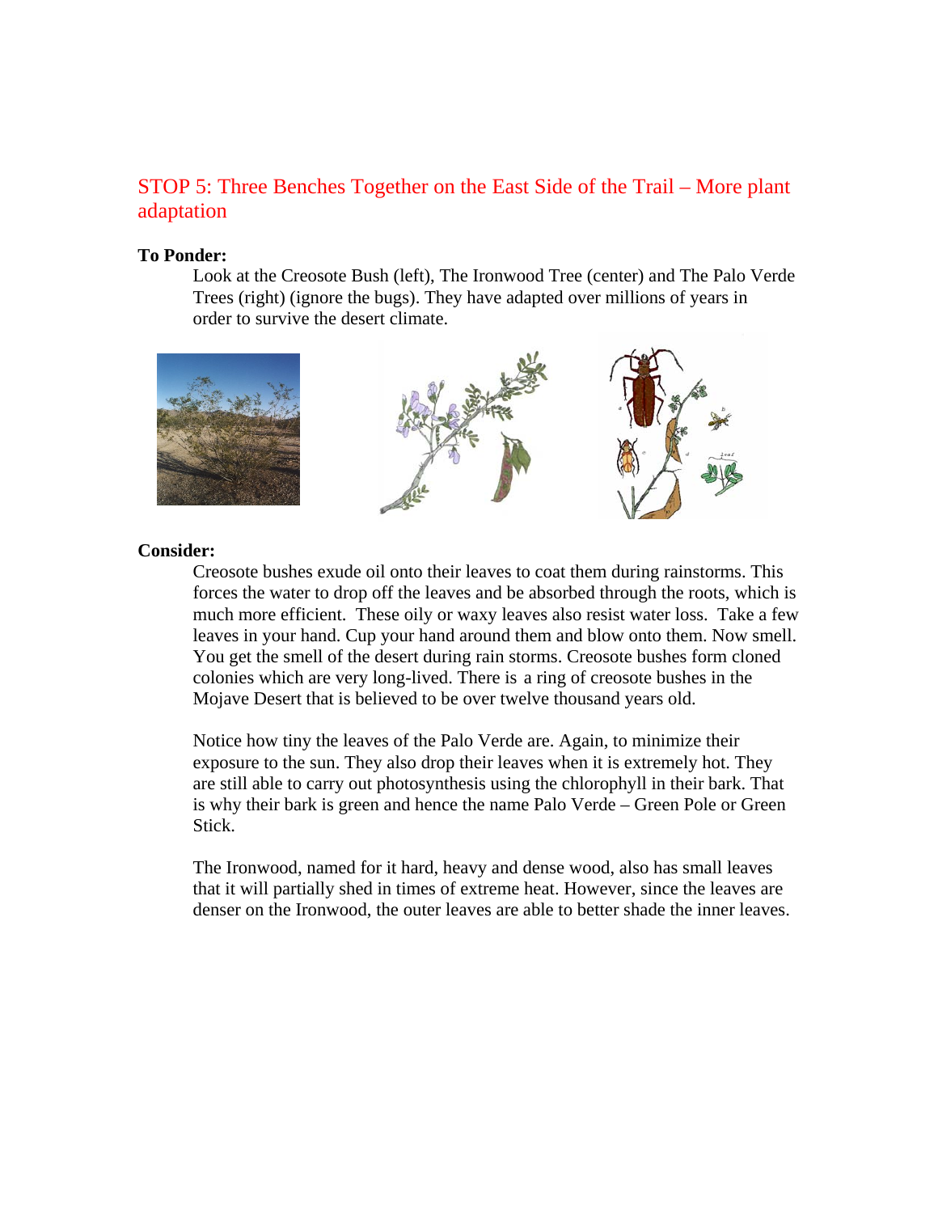## STOP 5: Three Benches Together on the East Side of the Trail – More plant adaptation

**To Ponder:**

Look at the Creosote Bush (left), The Ironwood Tree (center) and The Palo Verde Trees (right) (ignore the bugs). They have adapted over millions of years in order to survive the desert climate.

**Consider:**

Creosote bushes exude oil onto their leaves to coat them during rainstorms. This forces the water to drop off the leaves and be absorbed through the roots, which is much more efficient. These oily or waxy leaves also resist water loss. Take a few leaves in your hand. Cup your hand around them and blow onto them. Now smell. You get the smell of the desert during rain storms. Creosote bushes form cloned colonies which are very long-lived. There is a ring of creosote bushes in the Mojave Desert that is believed to be over twelve thousand years old.

Notice how tiny the leaves of the Palo Verde are. Again, to minimize their exposure to the sun. They also drop their leaves when it is extremely hot. They are still able to carry out photosynthesis using the chlorophyll in their bark. That is why their bark is green and hence the name Palo Verde – Green Pole or Green Stick.

The Ironwood, named for it hard, heavy and dense wood, also has small leaves that it will partially shed in times of extreme heat. However, since the leaves are denser on the Ironwood, the outer leaves are able to better shade the inner leaves.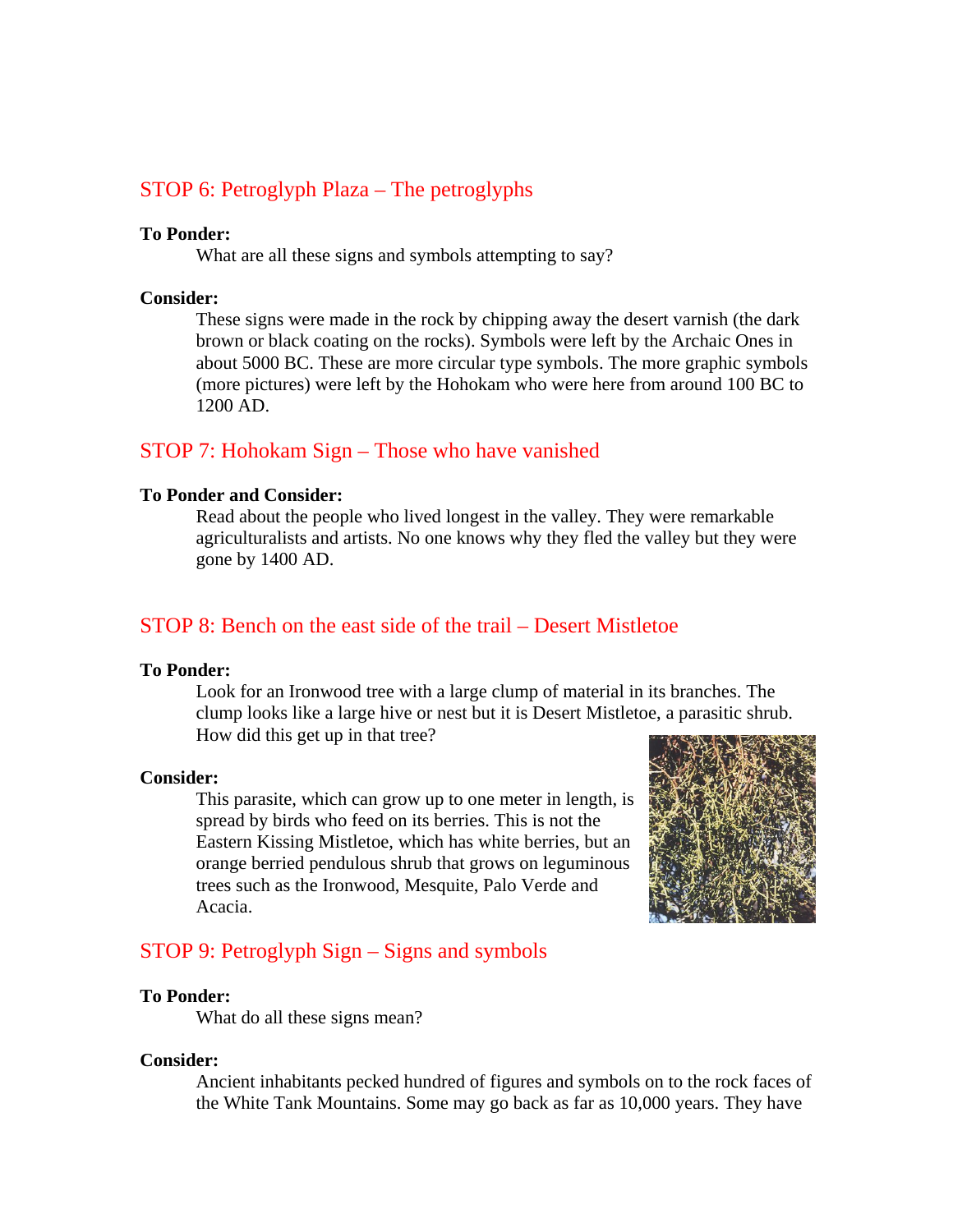## STOP 6: Petroglyph Plaza – The petroglyphs

**To Ponder:**

What are all these signs and symbols attempting to say?

**Consider:**

These signs were made in the rock by chipping away the desert varnish (the dark brown or black coating on the rocks). Symbols were left by the Archaic Ones in about 5000 BC. These are more circular type symbols. The more graphic symbols (more pictures) were left by the Hohokam who were here from around 100 BC to 1200 AD.

## STOP 7: Hohokam Sign – Those who have vanished

**To Ponder and Consider:**

Read about the people who lived longest in the valley. They were remarkable agriculturalists and artists. No one knows why they fled the valley but they were gone by 1400 AD.

## STOP 8: Bench on the east side of the trail – Desert Mistletoe

**To Ponder:**

Look for an Ironwood tree with a large clump of material in its branches. The clump looks like a large hive or nest but it is Desert Mistletoe, a parasitic shrub. How did this get up in that tree?

**Consider:**

This parasite, which can grow up to one meter in length, is spread by birds who feed on its berries. This is not the Eastern Kissing Mistletoe, which has white berries, but an orange berried pendulous shrub that grows on leguminous trees such as the Ironwood, Mesquite, Palo Verde and Acacia.

## STOP 9: Petroglyph Sign – Signs and symbols

**To Ponder:**

What do all these signs mean?

**Consider:**

Ancient inhabitants pecked hundred of figures and symbols on to the rock faces of the White Tank Mountains. Some may go back as far as 10,000 years. They have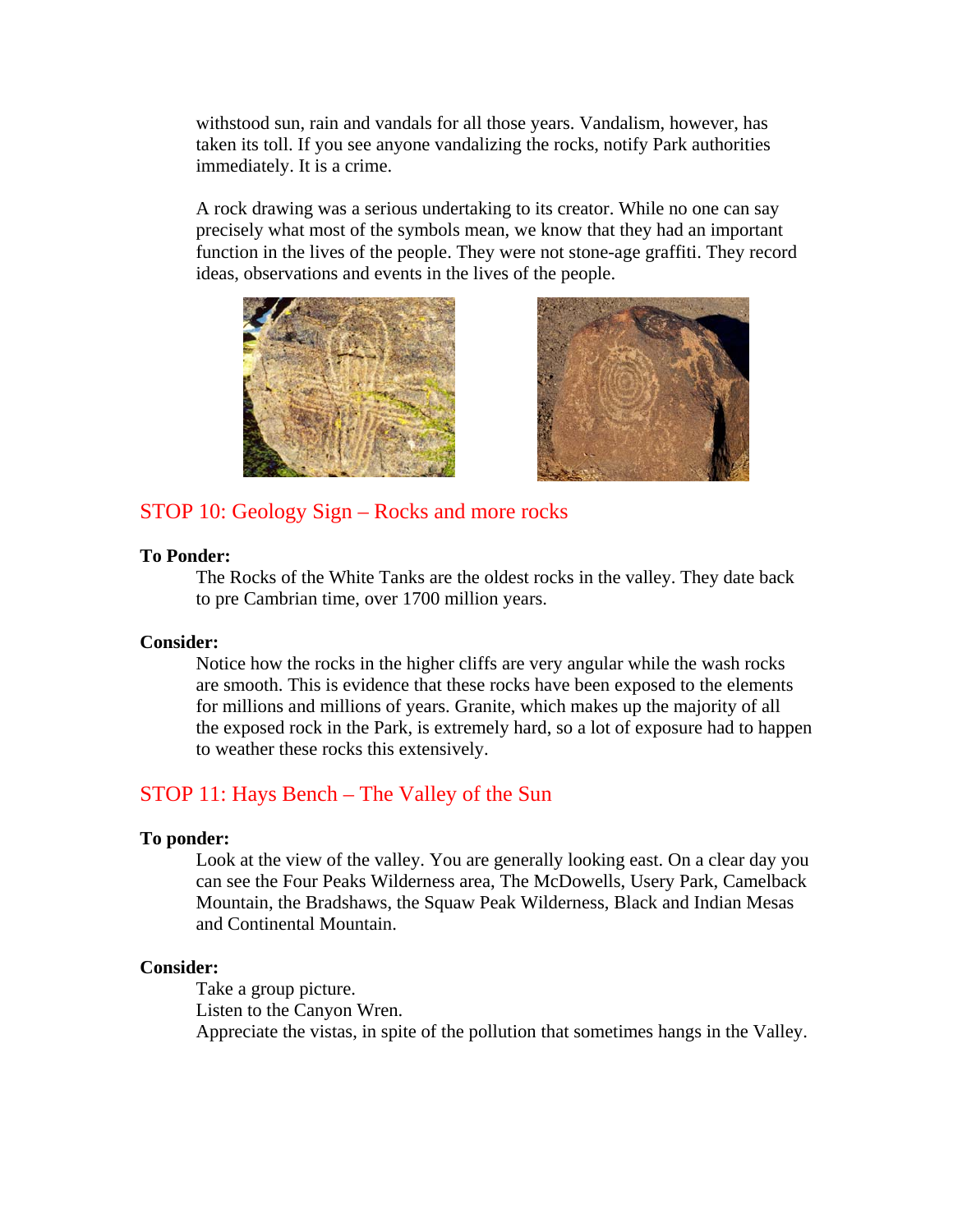withstood sun, rain and vandals for all those years. Vandalism, however, has taken its toll. If you see anyone vandalizing the rocks, notify Park authorities immediately. It is a crime.

A rock drawing was a serious undertaking to its creator. While no one can say precisely what most of the symbols mean, we know that they had an important function in the lives of the people. They were not stone-age graffiti. They record ideas, observations and events in the lives of the people.

## STOP 10: Geology Sign – Rocks and more rocks

**To Ponder:**

The Rocks of the White Tanks are the oldest rocks in the valley. They date back to pre Cambrian time, over 1700 million years.

**Consider:**

Notice how the rocks in the higher cliffs are very angular while the wash rocks are smooth. This is evidence that these rocks have been exposed to the elements for millions and millions of years. Granite, which makes up the majority of all the exposed rock in the Park, is extremely hard, so a lot of exposure had to happen to weather these rocks this extensively.

## STOP 11: Hays Bench – The Valley of the Sun

**To ponder:**

Look at the view of the valley. You are generally looking east. On a clear day you can see the Four Peaks Wilderness area, The McDowells, Usery Park, Camelback Mountain, the Bradshaws, the Squaw Peak Wilderness, Black and Indian Mesas and Continental Mountain.

**Consider:**

Take a group picture.
Listen to the Canyon Wren.
Appreciate the vistas, in spite of the pollution that sometimes hangs in the Valley.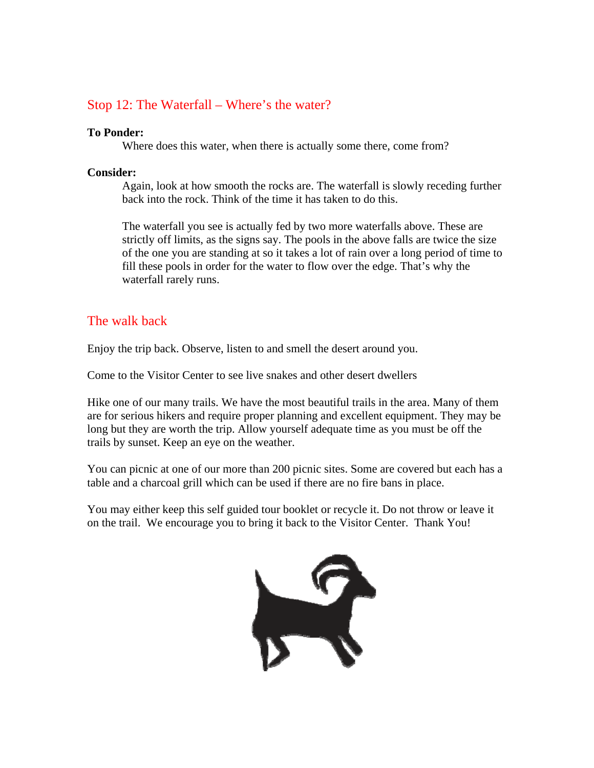## Stop 12: The Waterfall – Where's the water?

**To Ponder:**

Where does this water, when there is actually some there, come from?

**Consider:**

Again, look at how smooth the rocks are. The waterfall is slowly receding further back into the rock. Think of the time it has taken to do this.

The waterfall you see is actually fed by two more waterfalls above. These are strictly off limits, as the signs say. The pools in the above falls are twice the size of the one you are standing at so it takes a lot of rain over a long period of time to fill these pools in order for the water to flow over the edge. That's why the waterfall rarely runs.

## The walk back

Enjoy the trip back. Observe, listen to and smell the desert around you.

Come to the Visitor Center to see live snakes and other desert dwellers

Hike one of our many trails. We have the most beautiful trails in the area. Many of them are for serious hikers and require proper planning and excellent equipment. They may be long but they are worth the trip. Allow yourself adequate time as you must be off the trails by sunset. Keep an eye on the weather.

You can picnic at one of our more than 200 picnic sites. Some are covered but each has a table and a charcoal grill which can be used if there are no fire bans in place.

You may either keep this self guided tour booklet or recycle it. Do not throw or leave it on the trail. We encourage you to bring it back to the Visitor Center. Thank You!